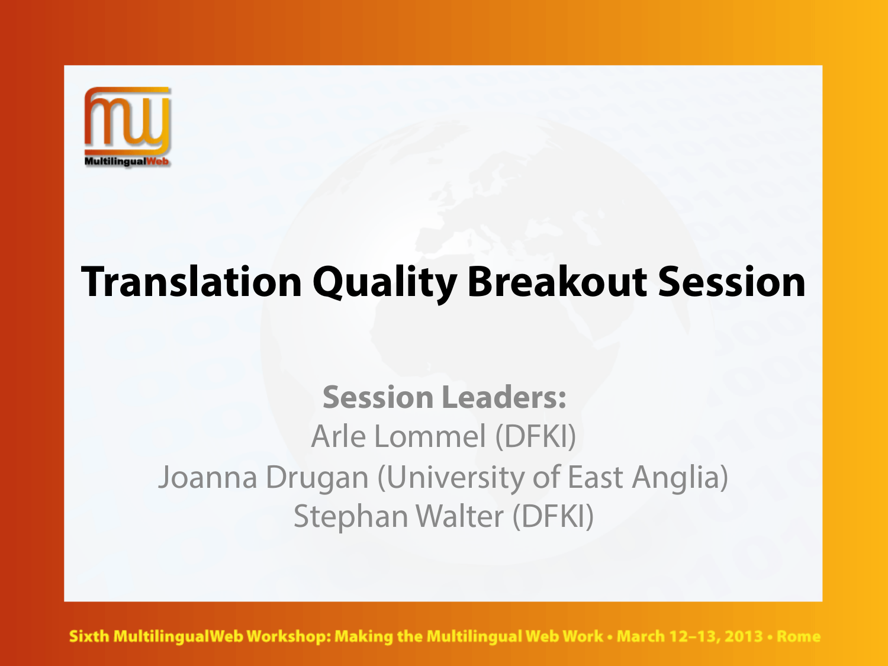# Translation Quality Breakout Session

**Session Leaders:**

Arle Lommel (DFKI)

Joanna Drugan (University of East Anglia)

Stephan Walter (DFKI)

Sixth MultilingualWeb Workshop: Making the Multilingual Web Work • March 12–13, 2013 • Rome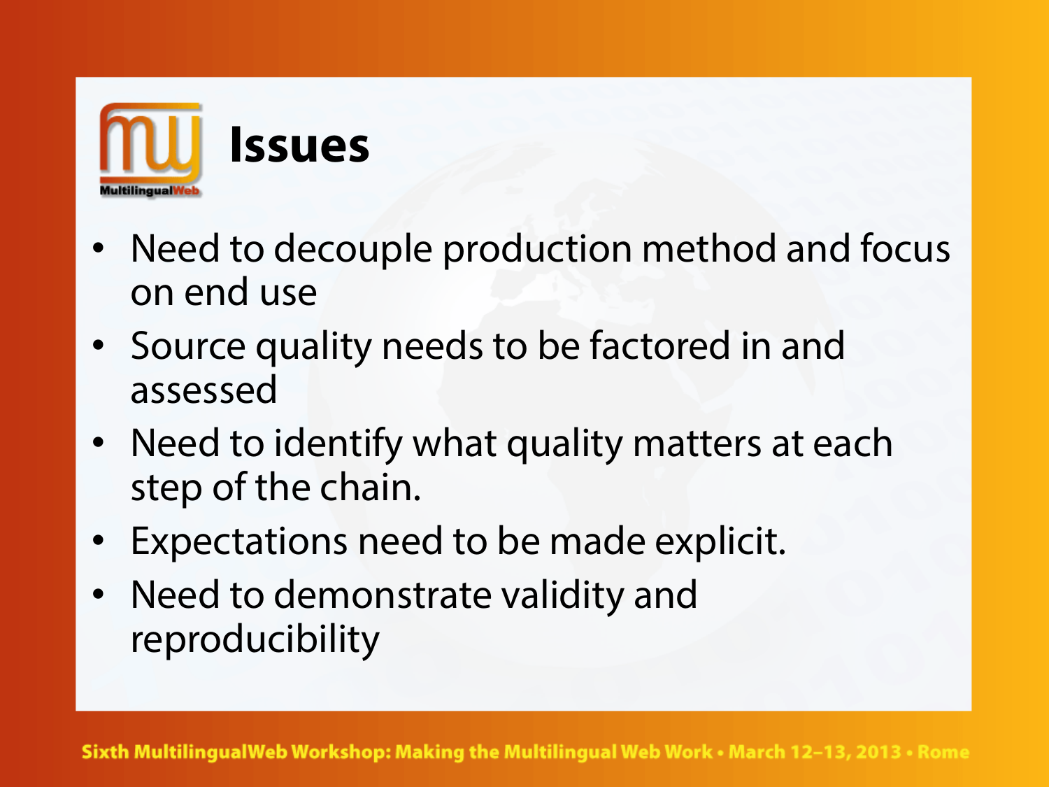# Issues

- Need to decouple production method and focus on end use
- Source quality needs to be factored in and assessed
- Need to identify what quality matters at each step of the chain.
- Expectations need to be made explicit.
- Need to demonstrate validity and reproducibility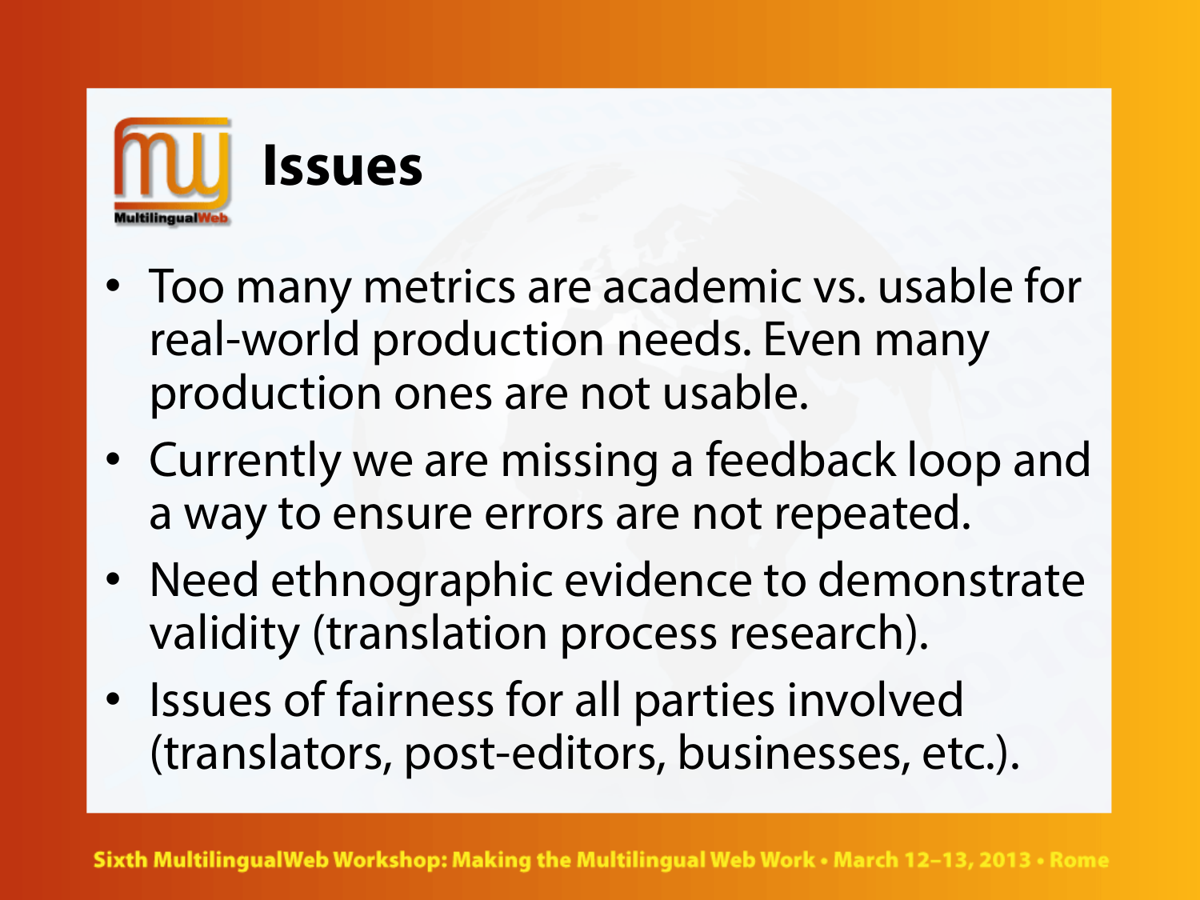# Issues

- Too many metrics are academic vs. usable for real-world production needs. Even many production ones are not usable.
- Currently we are missing a feedback loop and a way to ensure errors are not repeated.
- Need ethnographic evidence to demonstrate validity (translation process research).
- Issues of fairness for all parties involved (translators, post-editors, businesses, etc.).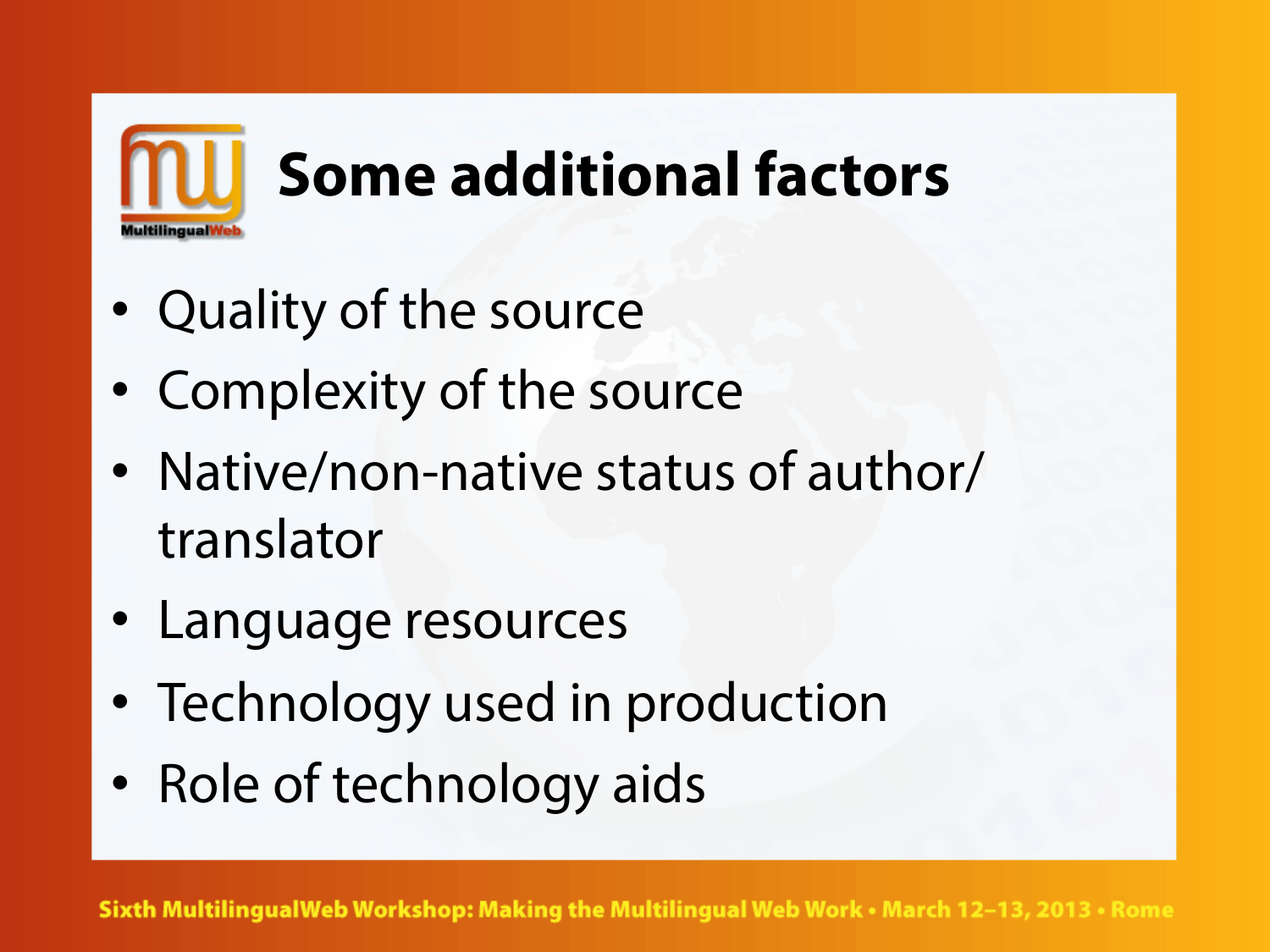# Some additional factors

- Quality of the source
- Complexity of the source
- Native/non-native status of author/translator
- Language resources
- Technology used in production
- Role of technology aids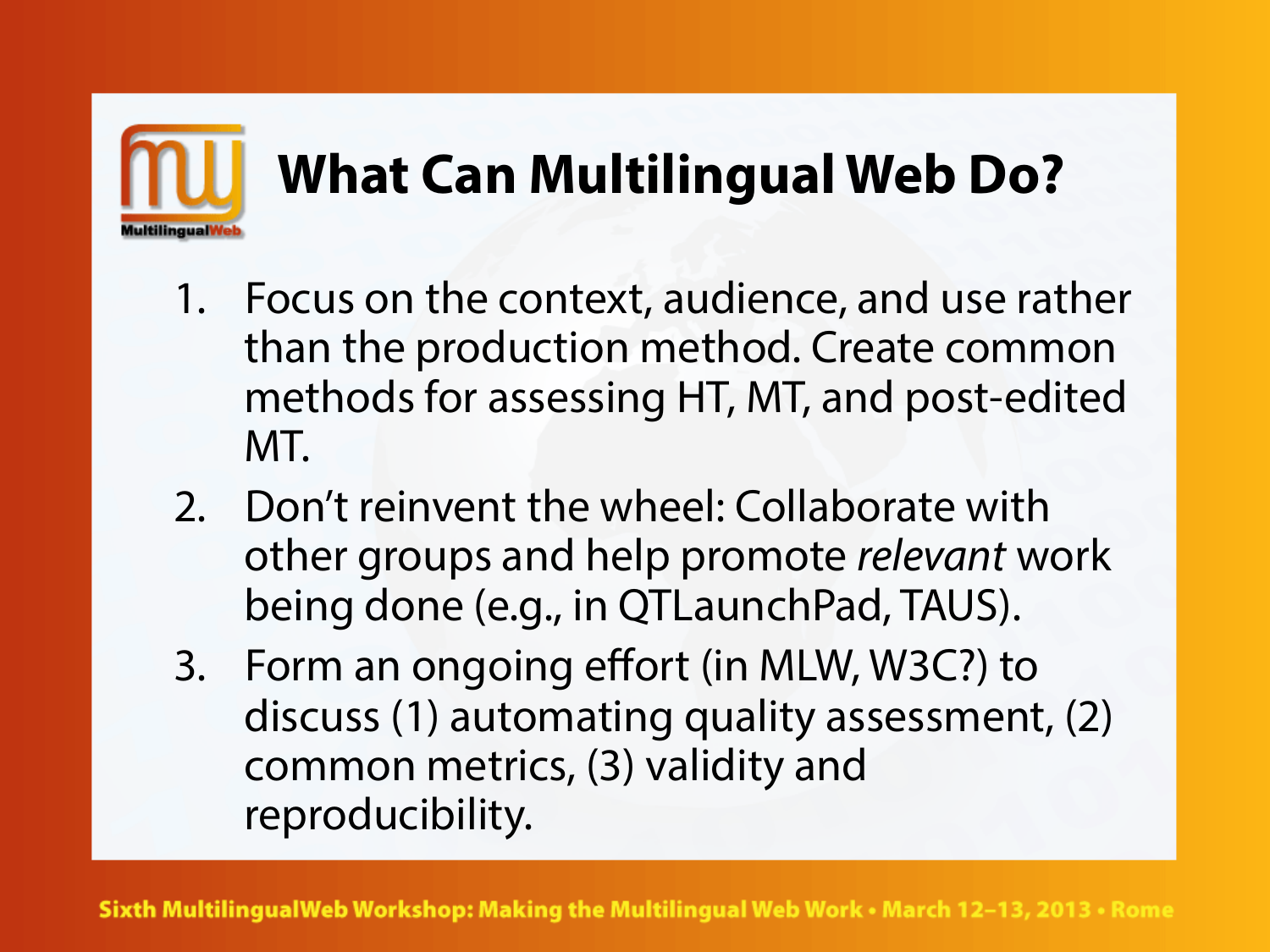# What Can Multilingual Web Do?

1. Focus on the context, audience, and use rather than the production method. Create common methods for assessing HT, MT, and post-edited MT.
2. Don't reinvent the wheel: Collaborate with other groups and help promote *relevant* work being done (e.g., in QTLaunchPad, TAUS).
3. Form an ongoing effort (in MLW, W3C?) to discuss (1) automating quality assessment, (2) common metrics, (3) validity and reproducibility.